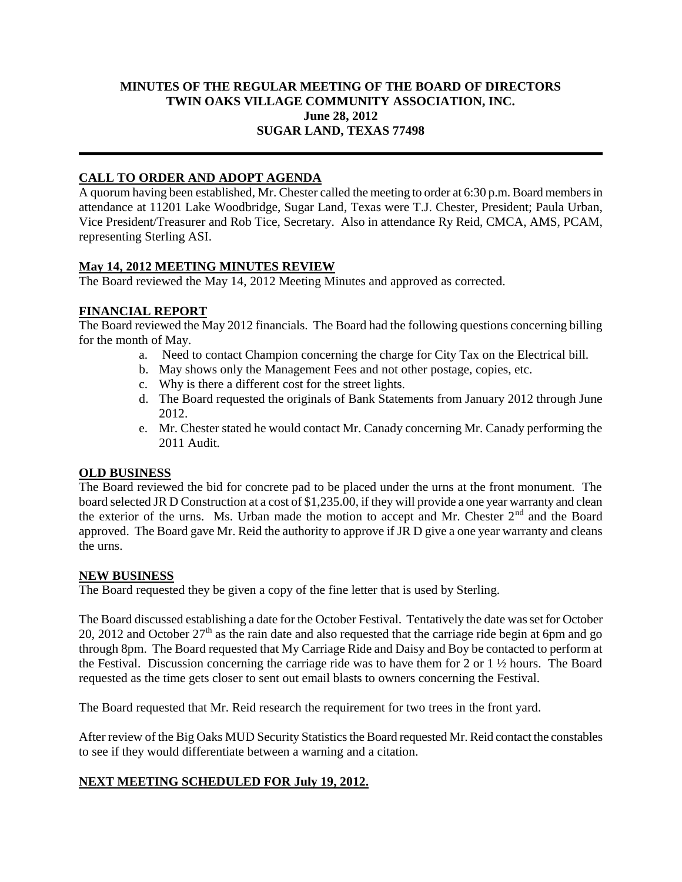**MINUTES OF THE REGULAR MEETING OF THE BOARD OF DIRECTORS**
**TWIN OAKS VILLAGE COMMUNITY ASSOCIATION, INC.**
**June 28, 2012**
**SUGAR LAND, TEXAS 77498**

---

## CALL TO ORDER AND ADOPT AGENDA

A quorum having been established, Mr. Chester called the meeting to order at 6:30 p.m. Board members in attendance at 11201 Lake Woodbridge, Sugar Land, Texas were T.J. Chester, President; Paula Urban, Vice President/Treasurer and Rob Tice, Secretary. Also in attendance Ry Reid, CMCA, AMS, PCAM, representing Sterling ASI.

## May 14, 2012 MEETING MINUTES REVIEW

The Board reviewed the May 14, 2012 Meeting Minutes and approved as corrected.

## FINANCIAL REPORT

The Board reviewed the May 2012 financials. The Board had the following questions concerning billing for the month of May.

a. Need to contact Champion concerning the charge for City Tax on the Electrical bill.
b. May shows only the Management Fees and not other postage, copies, etc.
c. Why is there a different cost for the street lights.
d. The Board requested the originals of Bank Statements from January 2012 through June 2012.
e. Mr. Chester stated he would contact Mr. Canady concerning Mr. Canady performing the 2011 Audit.

## OLD BUSINESS

The Board reviewed the bid for concrete pad to be placed under the urns at the front monument. The board selected JR D Construction at a cost of $1,235.00, if they will provide a one year warranty and clean the exterior of the urns. Ms. Urban made the motion to accept and Mr. Chester 2nd and the Board approved. The Board gave Mr. Reid the authority to approve if JR D give a one year warranty and cleans the urns.

## NEW BUSINESS

The Board requested they be given a copy of the fine letter that is used by Sterling.

The Board discussed establishing a date for the October Festival. Tentatively the date was set for October 20, 2012 and October 27th as the rain date and also requested that the carriage ride begin at 6pm and go through 8pm. The Board requested that My Carriage Ride and Daisy and Boy be contacted to perform at the Festival. Discussion concerning the carriage ride was to have them for 2 or 1 ½ hours. The Board requested as the time gets closer to sent out email blasts to owners concerning the Festival.

The Board requested that Mr. Reid research the requirement for two trees in the front yard.

After review of the Big Oaks MUD Security Statistics the Board requested Mr. Reid contact the constables to see if they would differentiate between a warning and a citation.

## NEXT MEETING SCHEDULED FOR July 19, 2012.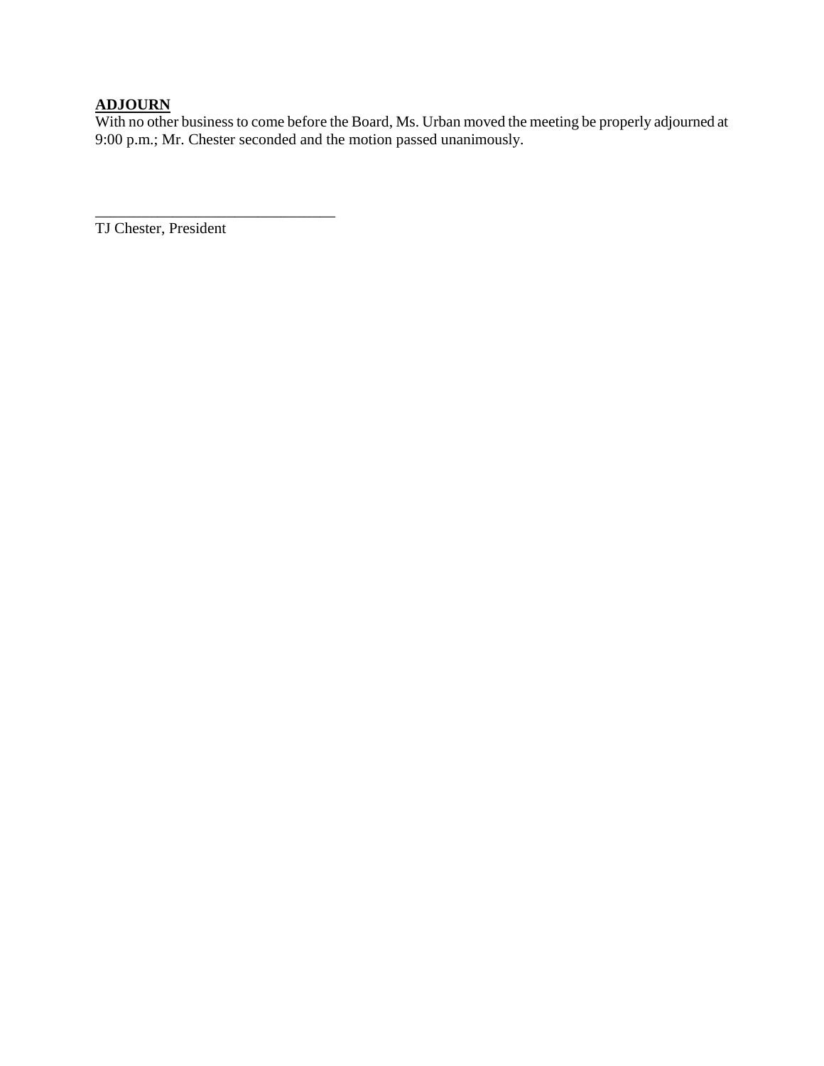**ADJOURN**

With no other business to come before the Board, Ms. Urban moved the meeting be properly adjourned at 9:00 p.m.; Mr. Chester seconded and the motion passed unanimously.

______________________________

TJ Chester, President